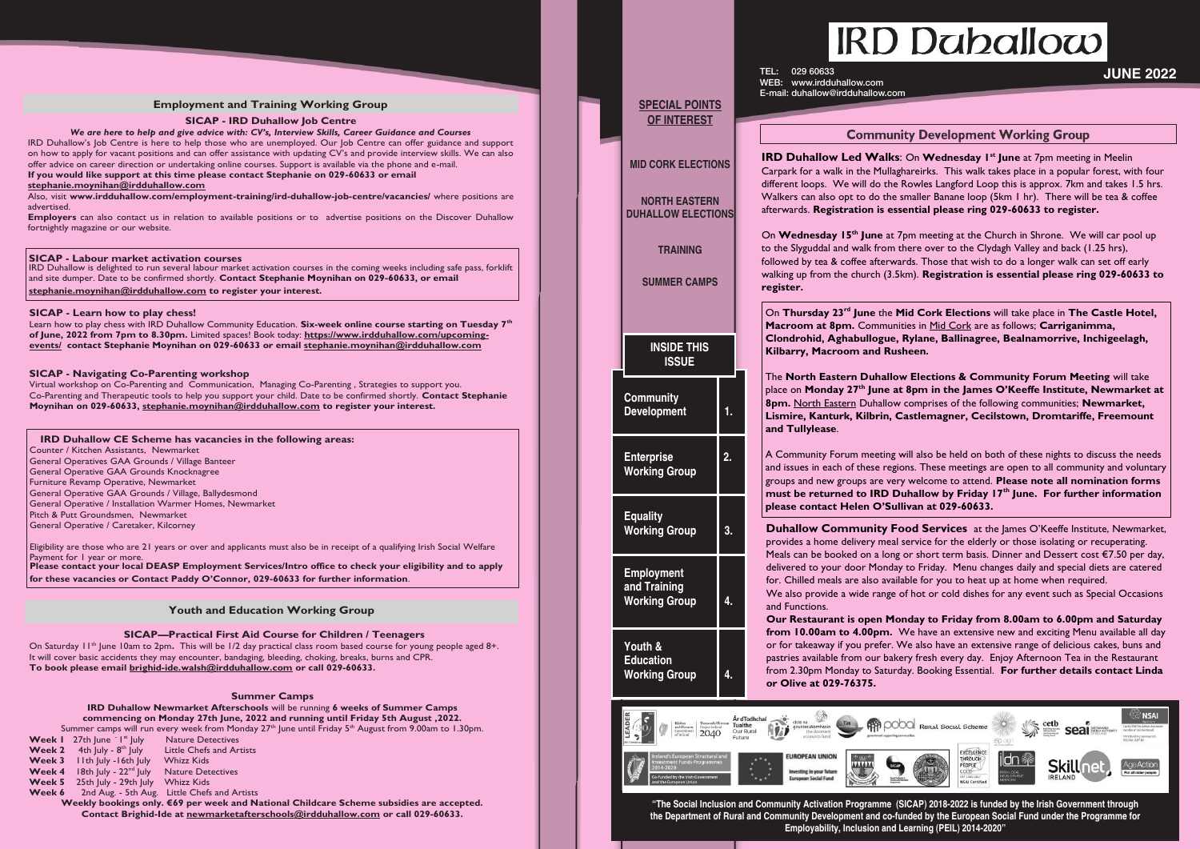# IRD Duhallow

TEL: 029 60633
WEB: www.irdduhallow.com
E-mail: duhallow@irdduhallow.com

**JUNE 2022**

## SPECIAL POINTS OF INTEREST

- MID CORK ELECTIONS
- NORTH EASTERN DUHALLOW ELECTIONS
- TRAINING
- SUMMER CAMPS

## INSIDE THIS ISSUE

| | |
|---|---|
| Community Development | 1. |
| Enterprise Working Group | 2. |
| Equality Working Group | 3. |
| Employment and Training Working Group | 4. |
| Youth & Education Working Group | 4. |

## Community Development Working Group

**IRD Duhallow Led Walks**: On **Wednesday 1st June** at 7pm meeting in Meelin Carpark for a walk in the Mullaghareirks. This walk takes place in a popular forest, with four different loops. We will do the Rowles Langford Loop this is approx. 7km and takes 1.5 hrs. Walkers can also opt to do the smaller Banane loop (5km 1 hr). There will be tea & coffee afterwards. **Registration is essential please ring 029-60633 to register.**

On **Wednesday 15th June** at 7pm meeting at the Church in Shrone. We will car pool up to the Slyguddal and walk from there over to the Clydagh Valley and back (1.25 hrs), followed by tea & coffee afterwards. Those that wish to do a longer walk can set off early walking up from the church (3.5km). **Registration is essential please ring 029-60633 to register.**

On **Thursday 23rd June** the **Mid Cork Elections** will take place in **The Castle Hotel, Macroom at 8pm.** Communities in Mid Cork are as follows; **Carriganimma, Clondrohid, Aghabullogue, Rylane, Ballinagree, Bealnamorrive, Inchigeelagh, Kilbarry, Macroom and Rusheen.**

The **North Eastern Duhallow Elections & Community Forum Meeting** will take place on **Monday 27th June at 8pm in the James O'Keeffe Institute, Newmarket at 8pm.** North Eastern Duhallow comprises of the following communities; **Newmarket, Lismire, Kanturk, Kilbrin, Castlemagner, Cecilstown, Dromtariffe, Freemount and Tullylease**.

A Community Forum meeting will also be held on both of these nights to discuss the needs and issues in each of these regions. These meetings are open to all community and voluntary groups and new groups are very welcome to attend. **Please note all nomination forms must be returned to IRD Duhallow by Friday 17th June. For further information please contact Helen O'Sullivan at 029-60633.**

**Duhallow Community Food Services** at the James O'Keeffe Institute, Newmarket, provides a home delivery meal service for the elderly or those isolating or recuperating. Meals can be booked on a long or short term basis. Dinner and Dessert cost €7.50 per day, delivered to your door Monday to Friday. Menu changes daily and special diets are catered for. Chilled meals are also available for you to heat up at home when required.
We also provide a wide range of hot or cold dishes for any event such as Special Occasions and Functions.
**Our Restaurant is open Monday to Friday from 8.00am to 6.00pm and Saturday from 10.00am to 4.00pm.** We have an extensive new and exciting Menu available all day or for takeaway if you prefer. We also have an extensive range of delicious cakes, buns and pastries available from our bakery fresh every day. Enjoy Afternoon Tea in the Restaurant from 2.30pm Monday to Saturday. Booking Essential. **For further details contact Linda or Olive at 029-76375.**

**"The Social Inclusion and Community Activation Programme (SICAP) 2018-2022 is funded by the Irish Government through the Department of Rural and Community Development and co-funded by the European Social Fund under the Programme for Employability, Inclusion and Learning (PEIL) 2014-2020"**

## Employment and Training Working Group

### SICAP - IRD Duhallow Job Centre

***We are here to help and give advice with: CV's, Interview Skills, Career Guidance and Courses***

IRD Duhallow's Job Centre is here to help those who are unemployed. Our Job Centre can offer guidance and support on how to apply for vacant positions and can offer assistance with updating CV's and provide interview skills. We can also offer advice on career direction or undertaking online courses. Support is available via the phone and e-mail.
**If you would like support at this time please contact Stephanie on 029-60633 or email stephanie.moynihan@irdduhallow.com**

Also, visit **www.irdduhallow.com/employment-training/ird-duhallow-job-centre/vacancies/** where positions are advertised.

**Employers** can also contact us in relation to available positions or to advertise positions on the Discover Duhallow fortnightly magazine or our website.

### SICAP - Labour market activation courses

IRD Duhallow is delighted to run several labour market activation courses in the coming weeks including safe pass, forklift and site dumper. Date to be confirmed shortly. **Contact Stephanie Moynihan on 029-60633, or email stephanie.moynihan@irdduhallow.com to register your interest.**

### SICAP - Learn how to play chess!

Learn how to play chess with IRD Duhallow Community Education. **Six-week online course starting on Tuesday 7th of June, 2022 from 7pm to 8.30pm.** Limited spaces! Book today: **https://www.irdduhallow.com/upcoming-events/ contact Stephanie Moynihan on 029-60633 or email stephanie.moynihan@irdduhallow.com**

### SICAP - Navigating Co-Parenting workshop

Virtual workshop on Co-Parenting and Communication, Managing Co-Parenting , Strategies to support you.
Co-Parenting and Therapeutic tools to help you support your child. Date to be confirmed shortly. **Contact Stephanie Moynihan on 029-60633, stephanie.moynihan@irdduhallow.com to register your interest.**

### IRD Duhallow CE Scheme has vacancies in the following areas:

- Counter / Kitchen Assistants, Newmarket
- General Operatives GAA Grounds / Village Banteer
- General Operative GAA Grounds Knocknagree
- Furniture Revamp Operative, Newmarket
- General Operative GAA Grounds / Village, Ballydesmond
- General Operative / Installation Warmer Homes, Newmarket
- Pitch & Putt Groundsmen, Newmarket
- General Operative / Caretaker, Kilcorney

Eligibility are those who are 21 years or over and applicants must also be in receipt of a qualifying Irish Social Welfare Payment for 1 year or more.
**Please contact your local DEASP Employment Services/Intro office to check your eligibility and to apply for these vacancies or Contact Paddy O'Connor, 029-60633 for further information**.

## Youth and Education Working Group

### SICAP—Practical First Aid Course for Children / Teenagers

On Saturday 11th June 10am to 2pm. This will be 1/2 day practical class room based course for young people aged 8+. It will cover basic accidents they may encounter, bandaging, bleeding, choking, breaks, burns and CPR.
**To book please email brighid-ide.walsh@irdduhallow.com or call 029-60633.**

### Summer Camps

**IRD Duhallow Newmarket Afterschools** will be running **6 weeks of Summer Camps commencing on Monday 27th June, 2022 and running until Friday 5th August ,2022.**
Summer camps will run every week from Monday 27th June until Friday 5th August from 9.00am to 1.30pm.

| | | |
|---|---|---|
| **Week 1** | 27th June - 1st July | Nature Detectives |
| **Week 2** | 4th July - 8th July | Little Chefs and Artists |
| **Week 3** | 11th July -16th July | Whizz Kids |
| **Week 4** | 18th July - 22nd July | Nature Detectives |
| **Week 5** | 25th July - 29th July | Whizz Kids |
| **Week 6** | 2nd Aug. - 5th Aug. | Little Chefs and Artists |

**Weekly bookings only. €69 per week and National Childcare Scheme subsidies are accepted. Contact Brighid-Ide at newmarketafterschools@irdduhallow.com or call 029-60633.**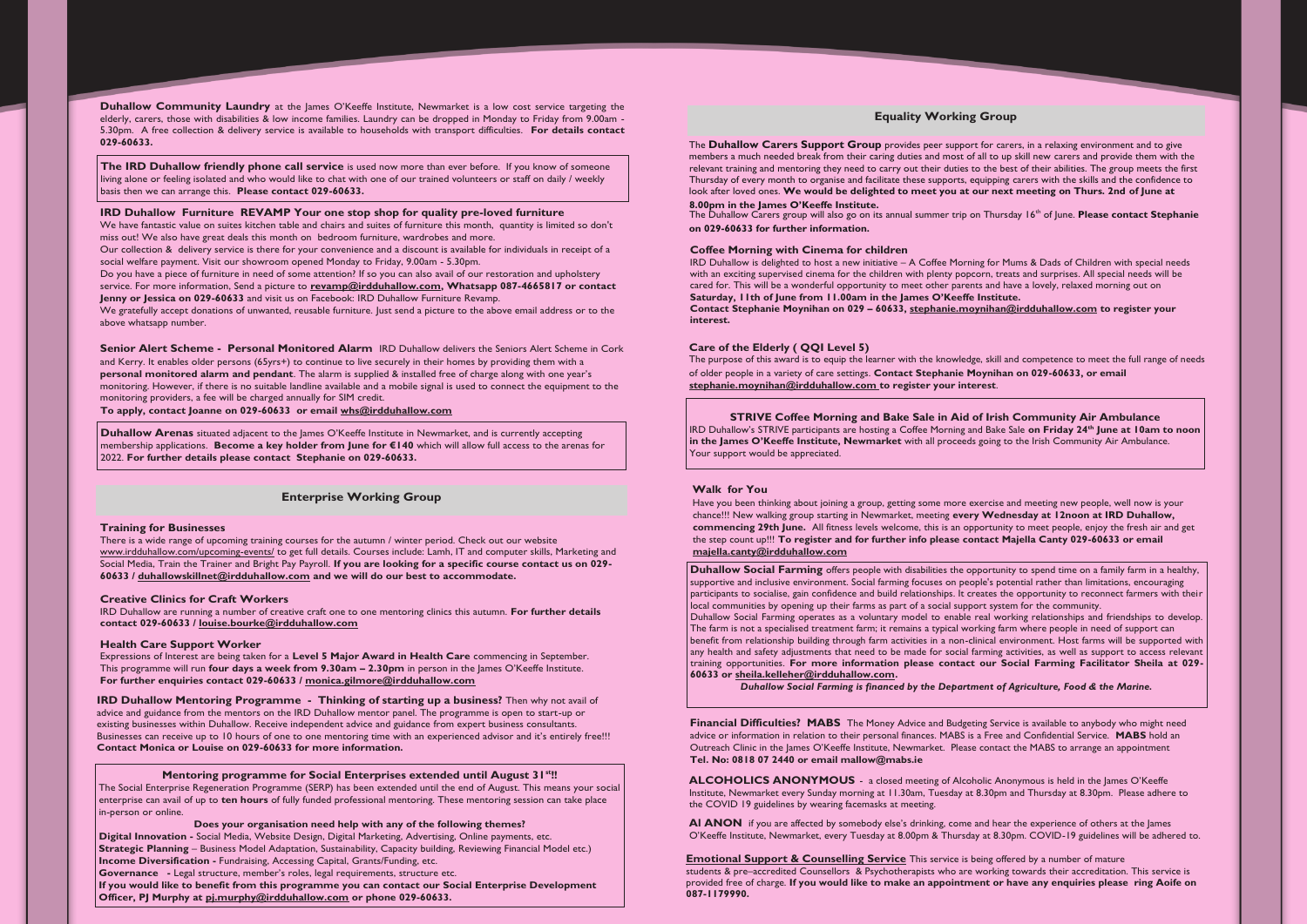**Duhallow Community Laundry** at the James O'Keeffe Institute, Newmarket is a low cost service targeting the elderly, carers, those with disabilities & low income families. Laundry can be dropped in Monday to Friday from 9.00am - 5.30pm. A free collection & delivery service is available to households with transport difficulties. **For details contact 029-60633.**

**The IRD Duhallow friendly phone call service** is used now more than ever before. If you know of someone living alone or feeling isolated and who would like to chat with one of our trained volunteers or staff on daily / weekly basis then we can arrange this. **Please contact 029-60633.**

**IRD Duhallow Furniture REVAMP Your one stop shop for quality pre-loved furniture**

We have fantastic value on suites kitchen table and chairs and suites of furniture this month, quantity is limited so don't miss out! We also have great deals this month on bedroom furniture, wardrobes and more.

Our collection & delivery service is there for your convenience and a discount is available for individuals in receipt of a social welfare payment. Visit our showroom opened Monday to Friday, 9.00am - 5.30pm.

Do you have a piece of furniture in need of some attention? If so you can also avail of our restoration and upholstery service. For more information, Send a picture to **revamp@irdduhallow.com, Whatsapp 087-4665817 or contact Jenny or Jessica on 029-60633** and visit us on Facebook: IRD Duhallow Furniture Revamp.

We gratefully accept donations of unwanted, reusable furniture. Just send a picture to the above email address or to the above whatsapp number.

**Senior Alert Scheme - Personal Monitored Alarm** IRD Duhallow delivers the Seniors Alert Scheme in Cork and Kerry. It enables older persons (65yrs+) to continue to live securely in their homes by providing them with a **personal monitored alarm and pendant**. The alarm is supplied & installed free of charge along with one year's monitoring. However, if there is no suitable landline available and a mobile signal is used to connect the equipment to the monitoring providers, a fee will be charged annually for SIM credit.

**To apply, contact Joanne on 029-60633 or email whs@irdduhallow.com**

**Duhallow Arenas** situated adjacent to the James O'Keeffe Institute in Newmarket, and is currently accepting membership applications. **Become a key holder from June for €140** which will allow full access to the arenas for 2022. **For further details please contact Stephanie on 029-60633.**

## Enterprise Working Group

**Training for Businesses**

There is a wide range of upcoming training courses for the autumn / winter period. Check out our website www.irdduhallow.com/upcoming-events/ to get full details. Courses include: Lamh, IT and computer skills, Marketing and Social Media, Train the Trainer and Bright Pay Payroll. **If you are looking for a specific course contact us on 029-60633 / duhallowskillnet@irdduhallow.com and we will do our best to accommodate.**

**Creative Clinics for Craft Workers**

IRD Duhallow are running a number of creative craft one to one mentoring clinics this autumn. **For further details contact 029-60633 / louise.bourke@irdduhallow.com**

**Health Care Support Worker**

Expressions of Interest are being taken for a **Level 5 Major Award in Health Care** commencing in September. This programme will run **four days a week from 9.30am – 2.30pm** in person in the James O'Keeffe Institute. **For further enquiries contact 029-60633 / monica.gilmore@irdduhallow.com**

**IRD Duhallow Mentoring Programme - Thinking of starting up a business?** Then why not avail of advice and guidance from the mentors on the IRD Duhallow mentor panel. The programme is open to start-up or existing businesses within Duhallow. Receive independent advice and guidance from expert business consultants. Businesses can receive up to 10 hours of one to one mentoring time with an experienced advisor and it's entirely free!!! **Contact Monica or Louise on 029-60633 for more information.**

**Mentoring programme for Social Enterprises extended until August 31st!!**

The Social Enterprise Regeneration Programme (SERP) has been extended until the end of August. This means your social enterprise can avail of up to **ten hours** of fully funded professional mentoring. These mentoring session can take place in-person or online.

**Does your organisation need help with any of the following themes?**

**Digital Innovation -** Social Media, Website Design, Digital Marketing, Advertising, Online payments, etc.
**Strategic Planning** – Business Model Adaptation, Sustainability, Capacity building, Reviewing Financial Model etc.)
**Income Diversification -** Fundraising, Accessing Capital, Grants/Funding, etc.
**Governance -** Legal structure, member's roles, legal requirements, structure etc.

**If you would like to benefit from this programme you can contact our Social Enterprise Development Officer, PJ Murphy at pj.murphy@irdduhallow.com or phone 029-60633.**

## Equality Working Group

The **Duhallow Carers Support Group** provides peer support for carers, in a relaxing environment and to give members a much needed break from their caring duties and most of all to up skill new carers and provide them with the relevant training and mentoring they need to carry out their duties to the best of their abilities. The group meets the first Thursday of every month to organise and facilitate these supports, equipping carers with the skills and the confidence to look after loved ones. **We would be delighted to meet you at our next meeting on Thurs. 2nd of June at 8.00pm in the James O'Keeffe Institute.**

The Duhallow Carers group will also go on its annual summer trip on Thursday 16th of June. **Please contact Stephanie on 029-60633 for further information.**

**Coffee Morning with Cinema for children**

IRD Duhallow is delighted to host a new initiative – A Coffee Morning for Mums & Dads of Children with special needs with an exciting supervised cinema for the children with plenty popcorn, treats and surprises. All special needs will be cared for. This will be a wonderful opportunity to meet other parents and have a lovely, relaxed morning out on **Saturday, 11th of June from 11.00am in the James O'Keeffe Institute.**

**Contact Stephanie Moynihan on 029 – 60633, stephanie.moynihan@irdduhallow.com to register your interest.**

**Care of the Elderly ( QQI Level 5)**

The purpose of this award is to equip the learner with the knowledge, skill and competence to meet the full range of needs of older people in a variety of care settings. **Contact Stephanie Moynihan on 029-60633, or email stephanie.moynihan@irdduhallow.com to register your interest**.

**STRIVE Coffee Morning and Bake Sale in Aid of Irish Community Air Ambulance**

IRD Duhallow's STRIVE participants are hosting a Coffee Morning and Bake Sale **on Friday 24th June at 10am to noon in the James O'Keeffe Institute, Newmarket** with all proceeds going to the Irish Community Air Ambulance. Your support would be appreciated.

**Walk for You**

Have you been thinking about joining a group, getting some more exercise and meeting new people, well now is your chance!!! New walking group starting in Newmarket, meeting **every Wednesday at 12noon at IRD Duhallow, commencing 29th June.** All fitness levels welcome, this is an opportunity to meet people, enjoy the fresh air and get the step count up!!! **To register and for further info please contact Majella Canty 029-60633 or email majella.canty@irdduhallow.com**

**Duhallow Social Farming** offers people with disabilities the opportunity to spend time on a family farm in a healthy, supportive and inclusive environment. Social farming focuses on people's potential rather than limitations, encouraging participants to socialise, gain confidence and build relationships. It creates the opportunity to reconnect farmers with their local communities by opening up their farms as part of a social support system for the community.

Duhallow Social Farming operates as a voluntary model to enable real working relationships and friendships to develop. The farm is not a specialised treatment farm; it remains a typical working farm where people in need of support can benefit from relationship building through farm activities in a non-clinical environment. Host farms will be supported with any health and safety adjustments that need to be made for social farming activities, as well as support to access relevant training opportunities. **For more information please contact our Social Farming Facilitator Sheila at 029-60633 or sheila.kelleher@irdduhallow.com.**

***Duhallow Social Farming is financed by the Department of Agriculture, Food & the Marine.***

**Financial Difficulties? MABS** The Money Advice and Budgeting Service is available to anybody who might need advice or information in relation to their personal finances. MABS is a Free and Confidential Service. **MABS** hold an Outreach Clinic in the James O'Keeffe Institute, Newmarket. Please contact the MABS to arrange an appointment **Tel. No: 0818 07 2440 or email mallow@mabs.ie**

**ALCOHOLICS ANONYMOUS** - a closed meeting of Alcoholic Anonymous is held in the James O'Keeffe Institute, Newmarket every Sunday morning at 11.30am, Tuesday at 8.30pm and Thursday at 8.30pm. Please adhere to the COVID 19 guidelines by wearing facemasks at meeting.

**Al ANON** if you are affected by somebody else's drinking, come and hear the experience of others at the James O'Keeffe Institute, Newmarket, every Tuesday at 8.00pm & Thursday at 8.30pm. COVID-19 guidelines will be adhered to.

**Emotional Support & Counselling Service** This service is being offered by a number of mature students & pre–accredited Counsellors & Psychotherapists who are working towards their accreditation. This service is provided free of charge. **If you would like to make an appointment or have any enquiries please ring Aoife on 087-1179990.**